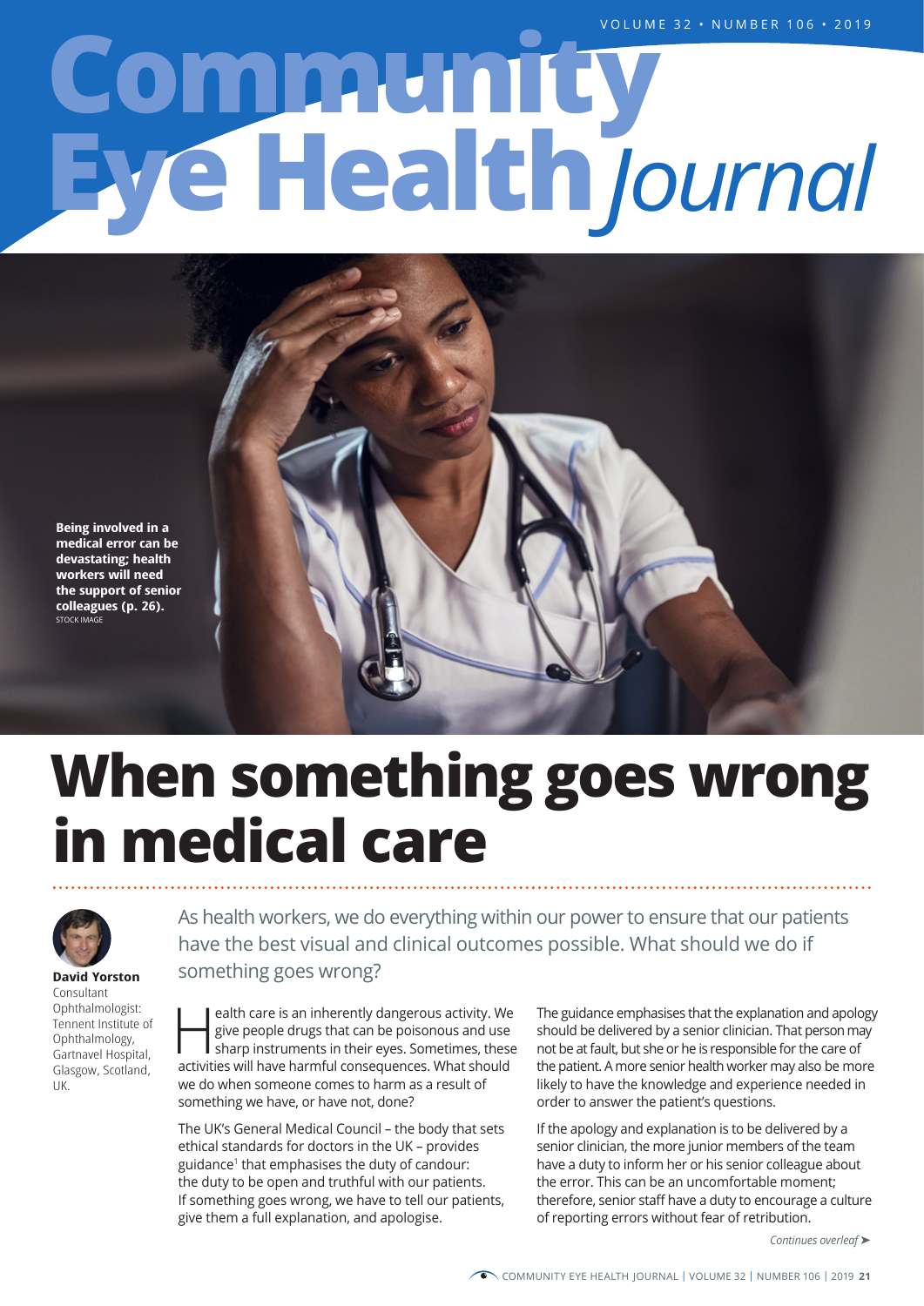# Community Eye Health Journal

Being involved in a medical error can be devastating; health workers will need the support of senior colleagues (p. 26).
STOCK IMAGE

# When something goes wrong in medical care

**David Yorston**
Consultant Ophthalmologist: Tennent Institute of Ophthalmology, Gartnavel Hospital, Glasgow, Scotland, UK.

As health workers, we do everything within our power to ensure that our patients have the best visual and clinical outcomes possible. What should we do if something goes wrong?

Health care is an inherently dangerous activity. We give people drugs that can be poisonous and use sharp instruments in their eyes. Sometimes, these activities will have harmful consequences. What should we do when someone comes to harm as a result of something we have, or have not, done?

The UK's General Medical Council – the body that sets ethical standards for doctors in the UK – provides guidance[1] that emphasises the duty of candour: the duty to be open and truthful with our patients. If something goes wrong, we have to tell our patients, give them a full explanation, and apologise.

The guidance emphasises that the explanation and apology should be delivered by a senior clinician. That person may not be at fault, but she or he is responsible for the care of the patient. A more senior health worker may also be more likely to have the knowledge and experience needed in order to answer the patient's questions.

If the apology and explanation is to be delivered by a senior clinician, the more junior members of the team have a duty to inform her or his senior colleague about the error. This can be an uncomfortable moment; therefore, senior staff have a duty to encourage a culture of reporting errors without fear of retribution.

*Continues overleaf* ➤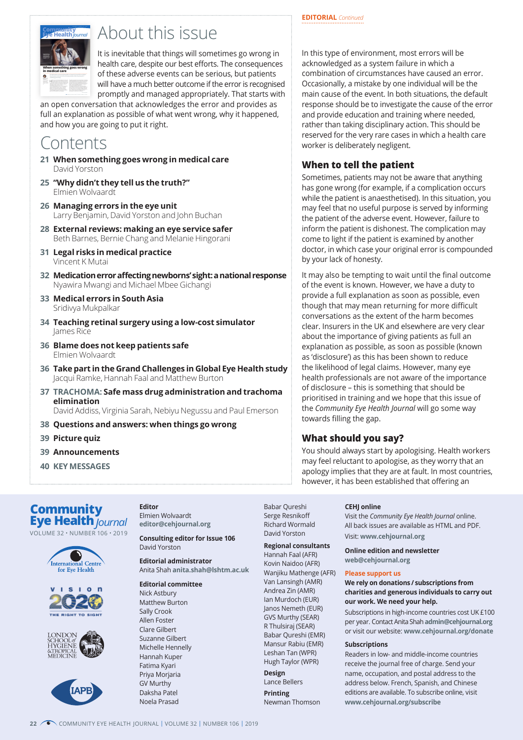# About this issue

It is inevitable that things will sometimes go wrong in health care, despite our best efforts. The consequences of these adverse events can be serious, but patients will have a much better outcome if the error is recognised promptly and managed appropriately. That starts with an open conversation that acknowledges the error and provides as full an explanation as possible of what went wrong, why it happened, and how you are going to put it right.

# Contents

- **21 When something goes wrong in medical care**
  David Yorston
- **25 "Why didn't they tell us the truth?"**
  Elmien Wolvaardt
- **26 Managing errors in the eye unit**
  Larry Benjamin, David Yorston and John Buchan
- **28 External reviews: making an eye service safer**
  Beth Barnes, Bernie Chang and Melanie Hingorani
- **31 Legal risks in medical practice**
  Vincent K Mutai
- **32 Medication error affecting newborns' sight: a national response**
  Nyawira Mwangi and Michael Mbee Gichangi
- **33 Medical errors in South Asia**
  Sridivya Mukpalkar
- **34 Teaching retinal surgery using a low-cost simulator**
  James Rice
- **36 Blame does not keep patients safe**
  Elmien Wolvaardt
- **36 Take part in the Grand Challenges in Global Eye Health study**
  Jacqui Ramke, Hannah Faal and Matthew Burton
- **37 TRACHOMA: Safe mass drug administration and trachoma elimination**
  David Addiss, Virginia Sarah, Nebiyu Negussu and Paul Emerson
- **38 Questions and answers: when things go wrong**
- **39 Picture quiz**
- **39 Announcements**
- **40 KEY MESSAGES**

**EDITORIAL** *Continued*

In this type of environment, most errors will be acknowledged as a system failure in which a combination of circumstances have caused an error. Occasionally, a mistake by one individual will be the main cause of the event. In both situations, the default response should be to investigate the cause of the error and provide education and training where needed, rather than taking disciplinary action. This should be reserved for the very rare cases in which a health care worker is deliberately negligent.

## When to tell the patient

Sometimes, patients may not be aware that anything has gone wrong (for example, if a complication occurs while the patient is anaesthetised). In this situation, you may feel that no useful purpose is served by informing the patient of the adverse event. However, failure to inform the patient is dishonest. The complication may come to light if the patient is examined by another doctor, in which case your original error is compounded by your lack of honesty.

It may also be tempting to wait until the final outcome of the event is known. However, we have a duty to provide a full explanation as soon as possible, even though that may mean returning for more difficult conversations as the extent of the harm becomes clear. Insurers in the UK and elsewhere are very clear about the importance of giving patients as full an explanation as possible, as soon as possible (known as 'disclosure') as this has been shown to reduce the likelihood of legal claims. However, many eye health professionals are not aware of the importance of disclosure – this is something that should be prioritised in training and we hope that this issue of the *Community Eye Health Journal* will go some way towards filling the gap.

## What should you say?

You should always start by apologising. Health workers may feel reluctant to apologise, as they worry that an apology implies that they are at fault. In most countries, however, it has been established that offering an

---

**Community Eye Health** *Journal*
VOLUME 32 • NUMBER 106 • 2019

**Editor**
Elmien Wolvaardt
**editor@cehjournal.org**

**Consulting editor for Issue 106**
David Yorston

**Editorial administrator**
Anita Shah **anita.shah@lshtm.ac.uk**

**Editorial committee**
Nick Astbury
Matthew Burton
Sally Crook
Allen Foster
Clare Gilbert
Suzanne Gilbert
Michelle Hennelly
Hannah Kuper
Fatima Kyari
Priya Morjaria
GV Murthy
Daksha Patel
Noela Prasad
Babar Qureshi
Serge Resnikoff
Richard Wormald
David Yorston

**Regional consultants**
Hannah Faal (AFR)
Kovin Naidoo (AFR)
Wanjiku Mathenge (AFR)
Van Lansingh (AMR)
Andrea Zin (AMR)
Ian Murdoch (EUR)
Janos Nemeth (EUR)
GVS Murthy (SEAR)
R Thulsiraj (SEAR)
Babar Qureshi (EMR)
Mansur Rabiu (EMR)
Leshan Tan (WPR)
Hugh Taylor (WPR)

**Design**
Lance Bellers

**Printing**
Newman Thomson

**CEHJ online**
Visit the *Community Eye Health Journal* online. All back issues are available as HTML and PDF.
Visit: **www.cehjournal.org**

**Online edition and newsletter**
**web@cehjournal.org**

**Please support us**
**We rely on donations / subscriptions from charities and generous individuals to carry out our work. We need your help.**

Subscriptions in high-income countries cost UK £100 per year. Contact Anita Shah **admin@cehjournal.org** or visit our website: **www.cehjournal.org/donate**

**Subscriptions**
Readers in low- and middle-income countries receive the journal free of charge. Send your name, occupation, and postal address to the address below. French, Spanish, and Chinese editions are available. To subscribe online, visit **www.cehjournal.org/subscribe**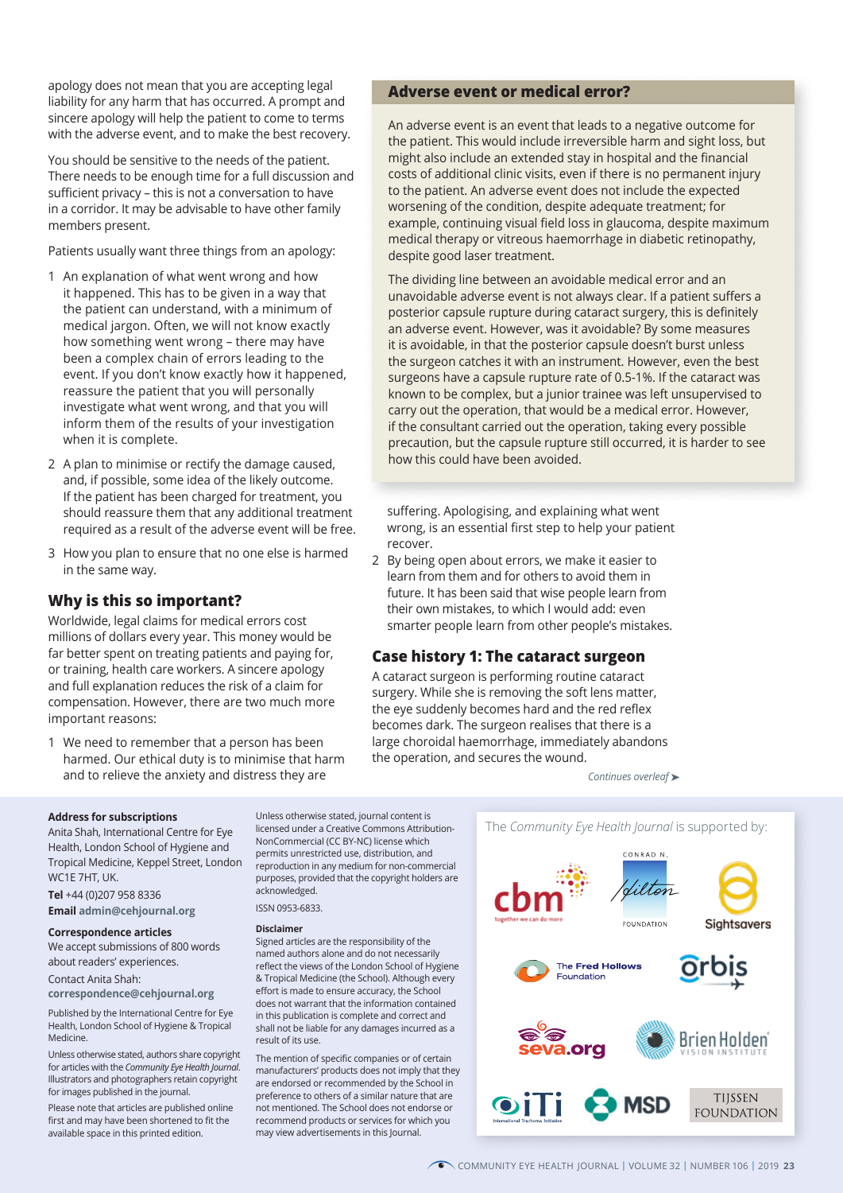apology does not mean that you are accepting legal liability for any harm that has occurred. A prompt and sincere apology will help the patient to come to terms with the adverse event, and to make the best recovery.

You should be sensitive to the needs of the patient. There needs to be enough time for a full discussion and sufficient privacy – this is not a conversation to have in a corridor. It may be advisable to have other family members present.

Patients usually want three things from an apology:

1. An explanation of what went wrong and how it happened. This has to be given in a way that the patient can understand, with a minimum of medical jargon. Often, we will not know exactly how something went wrong – there may have been a complex chain of errors leading to the event. If you don't know exactly how it happened, reassure the patient that you will personally investigate what went wrong, and that you will inform them of the results of your investigation when it is complete.
2. A plan to minimise or rectify the damage caused, and, if possible, some idea of the likely outcome. If the patient has been charged for treatment, you should reassure them that any additional treatment required as a result of the adverse event will be free.
3. How you plan to ensure that no one else is harmed in the same way.

## Why is this so important?

Worldwide, legal claims for medical errors cost millions of dollars every year. This money would be far better spent on treating patients and paying for, or training, health care workers. A sincere apology and full explanation reduces the risk of a claim for compensation. However, there are two much more important reasons:

1. We need to remember that a person has been harmed. Our ethical duty is to minimise that harm and to relieve the anxiety and distress they are suffering. Apologising, and explaining what went wrong, is an essential first step to help your patient recover.
2. By being open about errors, we make it easier to learn from them and for others to avoid them in future. It has been said that wise people learn from their own mistakes, to which I would add: even smarter people learn from other people's mistakes.

## Adverse event or medical error?

An adverse event is an event that leads to a negative outcome for the patient. This would include irreversible harm and sight loss, but might also include an extended stay in hospital and the financial costs of additional clinic visits, even if there is no permanent injury to the patient. An adverse event does not include the expected worsening of the condition, despite adequate treatment; for example, continuing visual field loss in glaucoma, despite maximum medical therapy or vitreous haemorrhage in diabetic retinopathy, despite good laser treatment.

The dividing line between an avoidable medical error and an unavoidable adverse event is not always clear. If a patient suffers a posterior capsule rupture during cataract surgery, this is definitely an adverse event. However, was it avoidable? By some measures it is avoidable, in that the posterior capsule doesn't burst unless the surgeon catches it with an instrument. However, even the best surgeons have a capsule rupture rate of 0.5-1%. If the cataract was known to be complex, but a junior trainee was left unsupervised to carry out the operation, that would be a medical error. However, if the consultant carried out the operation, taking every possible precaution, but the capsule rupture still occurred, it is harder to see how this could have been avoided.

## Case history 1: The cataract surgeon

A cataract surgeon is performing routine cataract surgery. While she is removing the soft lens matter, the eye suddenly becomes hard and the red reflex becomes dark. The surgeon realises that there is a large choroidal haemorrhage, immediately abandons the operation, and secures the wound.

*Continues overleaf* ➤

**Address for subscriptions**
Anita Shah, International Centre for Eye Health, London School of Hygiene and Tropical Medicine, Keppel Street, London WC1E 7HT, UK.
**Tel** +44 (0)207 958 8336
**Email** admin@cehjournal.org

**Correspondence articles**
We accept submissions of 800 words about readers' experiences.
Contact Anita Shah: correspondence@cehjournal.org

Published by the International Centre for Eye Health, London School of Hygiene & Tropical Medicine.

Unless otherwise stated, authors share copyright for articles with the *Community Eye Health Journal*. Illustrators and photographers retain copyright for images published in the journal.

Please note that articles are published online first and may have been shortened to fit the available space in this printed edition.

Unless otherwise stated, journal content is licensed under a Creative Commons Attribution-NonCommercial (CC BY-NC) license which permits unrestricted use, distribution, and reproduction in any medium for non-commercial purposes, provided that the copyright holders are acknowledged.

ISSN 0953-6833.

**Disclaimer**
Signed articles are the responsibility of the named authors alone and do not necessarily reflect the views of the London School of Hygiene & Tropical Medicine (the School). Although every effort is made to ensure accuracy, the School does not warrant that the information contained in this publication is complete and correct and shall not be liable for any damages incurred as a result of its use.

The mention of specific companies or of certain manufacturers' products does not imply that they are endorsed or recommended by the School in preference to others of a similar nature that are not mentioned. The School does not endorse or recommend products or services for which you may view advertisements in this Journal.

The *Community Eye Health Journal* is supported by: cbm, Conrad N. Hilton Foundation, Sightsavers, The Fred Hollows Foundation, Orbis, seva.org, Brien Holden Vision Institute, iTi International Trachoma Initiative, MSD, Tijssen Foundation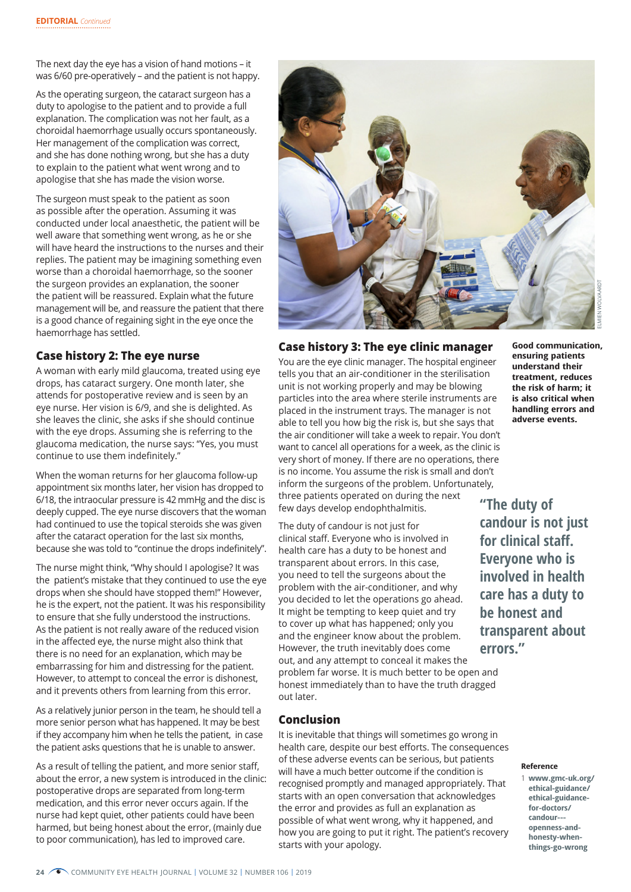The next day the eye has a vision of hand motions – it was 6/60 pre-operatively – and the patient is not happy.

As the operating surgeon, the cataract surgeon has a duty to apologise to the patient and to provide a full explanation. The complication was not her fault, as a choroidal haemorrhage usually occurs spontaneously. Her management of the complication was correct, and she has done nothing wrong, but she has a duty to explain to the patient what went wrong and to apologise that she has made the vision worse.

The surgeon must speak to the patient as soon as possible after the operation. Assuming it was conducted under local anaesthetic, the patient will be well aware that something went wrong, as he or she will have heard the instructions to the nurses and their replies. The patient may be imagining something even worse than a choroidal haemorrhage, so the sooner the surgeon provides an explanation, the sooner the patient will be reassured. Explain what the future management will be, and reassure the patient that there is a good chance of regaining sight in the eye once the haemorrhage has settled.

## Case history 2: The eye nurse

A woman with early mild glaucoma, treated using eye drops, has cataract surgery. One month later, she attends for postoperative review and is seen by an eye nurse. Her vision is 6/9, and she is delighted. As she leaves the clinic, she asks if she should continue with the eye drops. Assuming she is referring to the glaucoma medication, the nurse says: "Yes, you must continue to use them indefinitely."

When the woman returns for her glaucoma follow-up appointment six months later, her vision has dropped to 6/18, the intraocular pressure is 42 mmHg and the disc is deeply cupped. The eye nurse discovers that the woman had continued to use the topical steroids she was given after the cataract operation for the last six months, because she was told to "continue the drops indefinitely".

The nurse might think, "Why should I apologise? It was the patient's mistake that they continued to use the eye drops when she should have stopped them!" However, he is the expert, not the patient. It was his responsibility to ensure that she fully understood the instructions. As the patient is not really aware of the reduced vision in the affected eye, the nurse might also think that there is no need for an explanation, which may be embarrassing for him and distressing for the patient. However, to attempt to conceal the error is dishonest, and it prevents others from learning from this error.

As a relatively junior person in the team, he should tell a more senior person what has happened. It may be best if they accompany him when he tells the patient, in case the patient asks questions that he is unable to answer.

As a result of telling the patient, and more senior staff, about the error, a new system is introduced in the clinic: postoperative drops are separated from long-term medication, and this error never occurs again. If the nurse had kept quiet, other patients could have been harmed, but being honest about the error, (mainly due to poor communication), has led to improved care.

ELMIEN WOLVAARDT

**Good communication, ensuring patients understand their treatment, reduces the risk of harm; it is also critical when handling errors and adverse events.**

## Case history 3: The eye clinic manager

You are the eye clinic manager. The hospital engineer tells you that an air-conditioner in the sterilisation unit is not working properly and may be blowing particles into the area where sterile instruments are placed in the instrument trays. The manager is not able to tell you how big the risk is, but she says that the air conditioner will take a week to repair. You don't want to cancel all operations for a week, as the clinic is very short of money. If there are no operations, there is no income. You assume the risk is small and don't inform the surgeons of the problem. Unfortunately, three patients operated on during the next few days develop endophthalmitis.

The duty of candour is not just for clinical staff. Everyone who is involved in health care has a duty to be honest and transparent about errors. In this case, you need to tell the surgeons about the problem with the air-conditioner, and why you decided to let the operations go ahead. It might be tempting to keep quiet and try to cover up what has happened; only you and the engineer know about the problem. However, the truth inevitably does come out, and any attempt to conceal it makes the problem far worse. It is much better to be open and honest immediately than to have the truth dragged out later.

> **"The duty of candour is not just for clinical staff. Everyone who is involved in health care has a duty to be honest and transparent about errors."**

## Conclusion

It is inevitable that things will sometimes go wrong in health care, despite our best efforts. The consequences of these adverse events can be serious, but patients will have a much better outcome if the condition is recognised promptly and managed appropriately. That starts with an open conversation that acknowledges the error and provides as full an explanation as possible of what went wrong, why it happened, and how you are going to put it right. The patient's recovery starts with your apology.

**Reference**

1. **www.gmc-uk.org/ethical-guidance/ethical-guidance-for-doctors/candour---openness-and-honesty-when-things-go-wrong**